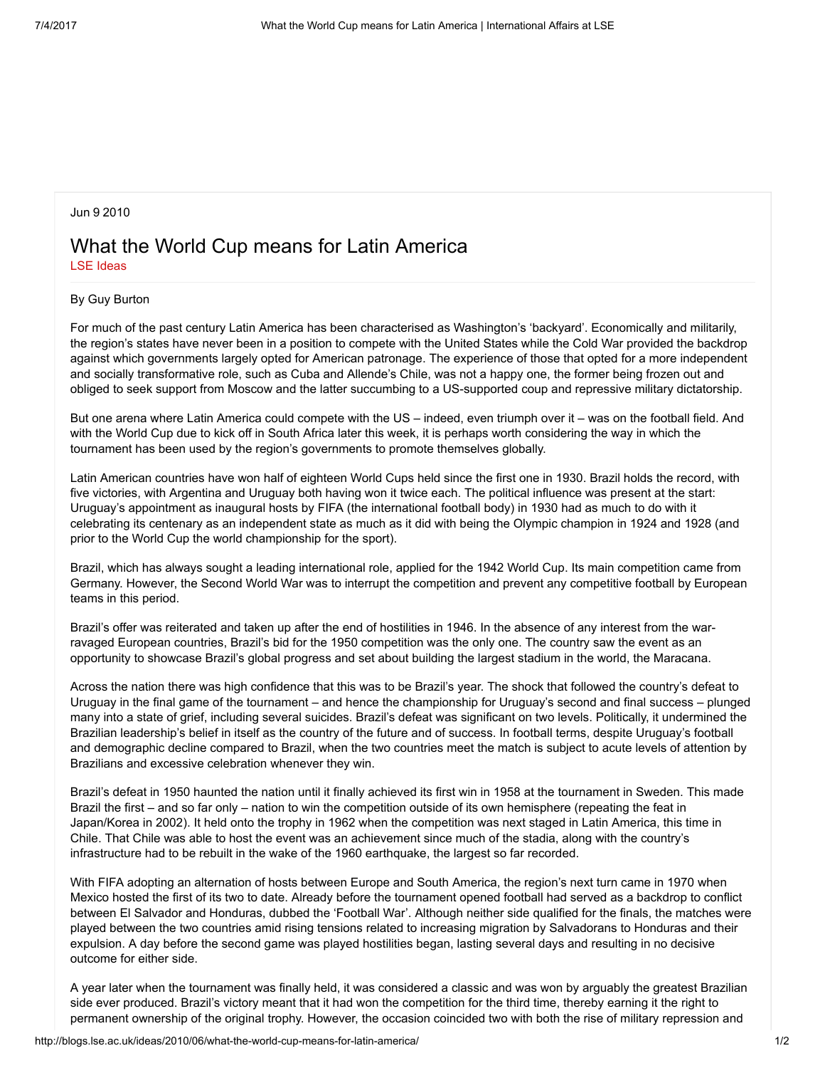Jun 9 2010

# What the World Cup means for Latin America

LSE Ideas

By Guy Burton

For much of the past century Latin America has been characterised as Washington's 'backyard'. Economically and militarily, the region's states have never been in a position to compete with the United States while the Cold War provided the backdrop against which governments largely opted for American patronage. The experience of those that opted for a more independent and socially transformative role, such as Cuba and Allende's Chile, was not a happy one, the former being frozen out and obliged to seek support from Moscow and the latter succumbing to a US-supported coup and repressive military dictatorship.

But one arena where Latin America could compete with the US – indeed, even triumph over it – was on the football field. And with the World Cup due to kick off in South Africa later this week, it is perhaps worth considering the way in which the tournament has been used by the region's governments to promote themselves globally.

Latin American countries have won half of eighteen World Cups held since the first one in 1930. Brazil holds the record, with five victories, with Argentina and Uruguay both having won it twice each. The political influence was present at the start: Uruguay's appointment as inaugural hosts by FIFA (the international football body) in 1930 had as much to do with it celebrating its centenary as an independent state as much as it did with being the Olympic champion in 1924 and 1928 (and prior to the World Cup the world championship for the sport).

Brazil, which has always sought a leading international role, applied for the 1942 World Cup. Its main competition came from Germany. However, the Second World War was to interrupt the competition and prevent any competitive football by European teams in this period.

Brazil's offer was reiterated and taken up after the end of hostilities in 1946. In the absence of any interest from the war-ravaged European countries, Brazil's bid for the 1950 competition was the only one. The country saw the event as an opportunity to showcase Brazil's global progress and set about building the largest stadium in the world, the Maracana.

Across the nation there was high confidence that this was to be Brazil's year. The shock that followed the country's defeat to Uruguay in the final game of the tournament – and hence the championship for Uruguay's second and final success – plunged many into a state of grief, including several suicides. Brazil's defeat was significant on two levels. Politically, it undermined the Brazilian leadership's belief in itself as the country of the future and of success. In football terms, despite Uruguay's football and demographic decline compared to Brazil, when the two countries meet the match is subject to acute levels of attention by Brazilians and excessive celebration whenever they win.

Brazil's defeat in 1950 haunted the nation until it finally achieved its first win in 1958 at the tournament in Sweden. This made Brazil the first – and so far only – nation to win the competition outside of its own hemisphere (repeating the feat in Japan/Korea in 2002). It held onto the trophy in 1962 when the competition was next staged in Latin America, this time in Chile. That Chile was able to host the event was an achievement since much of the stadia, along with the country's infrastructure had to be rebuilt in the wake of the 1960 earthquake, the largest so far recorded.

With FIFA adopting an alternation of hosts between Europe and South America, the region's next turn came in 1970 when Mexico hosted the first of its two to date. Already before the tournament opened football had served as a backdrop to conflict between El Salvador and Honduras, dubbed the 'Football War'. Although neither side qualified for the finals, the matches were played between the two countries amid rising tensions related to increasing migration by Salvadorans to Honduras and their expulsion. A day before the second game was played hostilities began, lasting several days and resulting in no decisive outcome for either side.

A year later when the tournament was finally held, it was considered a classic and was won by arguably the greatest Brazilian side ever produced. Brazil's victory meant that it had won the competition for the third time, thereby earning it the right to permanent ownership of the original trophy. However, the occasion coincided two with both the rise of military repression and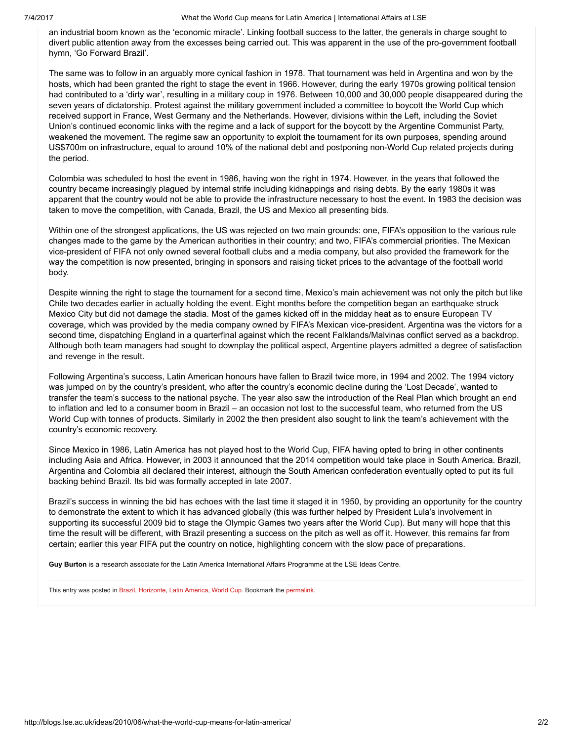an industrial boom known as the 'economic miracle'. Linking football success to the latter, the generals in charge sought to divert public attention away from the excesses being carried out. This was apparent in the use of the pro-government football hymn, 'Go Forward Brazil'.

The same was to follow in an arguably more cynical fashion in 1978. That tournament was held in Argentina and won by the hosts, which had been granted the right to stage the event in 1966. However, during the early 1970s growing political tension had contributed to a 'dirty war', resulting in a military coup in 1976. Between 10,000 and 30,000 people disappeared during the seven years of dictatorship. Protest against the military government included a committee to boycott the World Cup which received support in France, West Germany and the Netherlands. However, divisions within the Left, including the Soviet Union's continued economic links with the regime and a lack of support for the boycott by the Argentine Communist Party, weakened the movement. The regime saw an opportunity to exploit the tournament for its own purposes, spending around US$700m on infrastructure, equal to around 10% of the national debt and postponing non-World Cup related projects during the period.

Colombia was scheduled to host the event in 1986, having won the right in 1974. However, in the years that followed the country became increasingly plagued by internal strife including kidnappings and rising debts. By the early 1980s it was apparent that the country would not be able to provide the infrastructure necessary to host the event. In 1983 the decision was taken to move the competition, with Canada, Brazil, the US and Mexico all presenting bids.

Within one of the strongest applications, the US was rejected on two main grounds: one, FIFA's opposition to the various rule changes made to the game by the American authorities in their country; and two, FIFA's commercial priorities. The Mexican vice-president of FIFA not only owned several football clubs and a media company, but also provided the framework for the way the competition is now presented, bringing in sponsors and raising ticket prices to the advantage of the football world body.

Despite winning the right to stage the tournament for a second time, Mexico's main achievement was not only the pitch but like Chile two decades earlier in actually holding the event. Eight months before the competition began an earthquake struck Mexico City but did not damage the stadia. Most of the games kicked off in the midday heat as to ensure European TV coverage, which was provided by the media company owned by FIFA's Mexican vice-president. Argentina was the victors for a second time, dispatching England in a quarterfinal against which the recent Falklands/Malvinas conflict served as a backdrop. Although both team managers had sought to downplay the political aspect, Argentine players admitted a degree of satisfaction and revenge in the result.

Following Argentina's success, Latin American honours have fallen to Brazil twice more, in 1994 and 2002. The 1994 victory was jumped on by the country's president, who after the country's economic decline during the 'Lost Decade', wanted to transfer the team's success to the national psyche. The year also saw the introduction of the Real Plan which brought an end to inflation and led to a consumer boom in Brazil – an occasion not lost to the successful team, who returned from the US World Cup with tonnes of products. Similarly in 2002 the then president also sought to link the team's achievement with the country's economic recovery.

Since Mexico in 1986, Latin America has not played host to the World Cup, FIFA having opted to bring in other continents including Asia and Africa. However, in 2003 it announced that the 2014 competition would take place in South America. Brazil, Argentina and Colombia all declared their interest, although the South American confederation eventually opted to put its full backing behind Brazil. Its bid was formally accepted in late 2007.

Brazil's success in winning the bid has echoes with the last time it staged it in 1950, by providing an opportunity for the country to demonstrate the extent to which it has advanced globally (this was further helped by President Lula's involvement in supporting its successful 2009 bid to stage the Olympic Games two years after the World Cup). But many will hope that this time the result will be different, with Brazil presenting a success on the pitch as well as off it. However, this remains far from certain; earlier this year FIFA put the country on notice, highlighting concern with the slow pace of preparations.

**Guy Burton** is a research associate for the Latin America International Affairs Programme at the LSE Ideas Centre.

This entry was posted in Brazil, Horizonte, Latin America, World Cup. Bookmark the permalink.